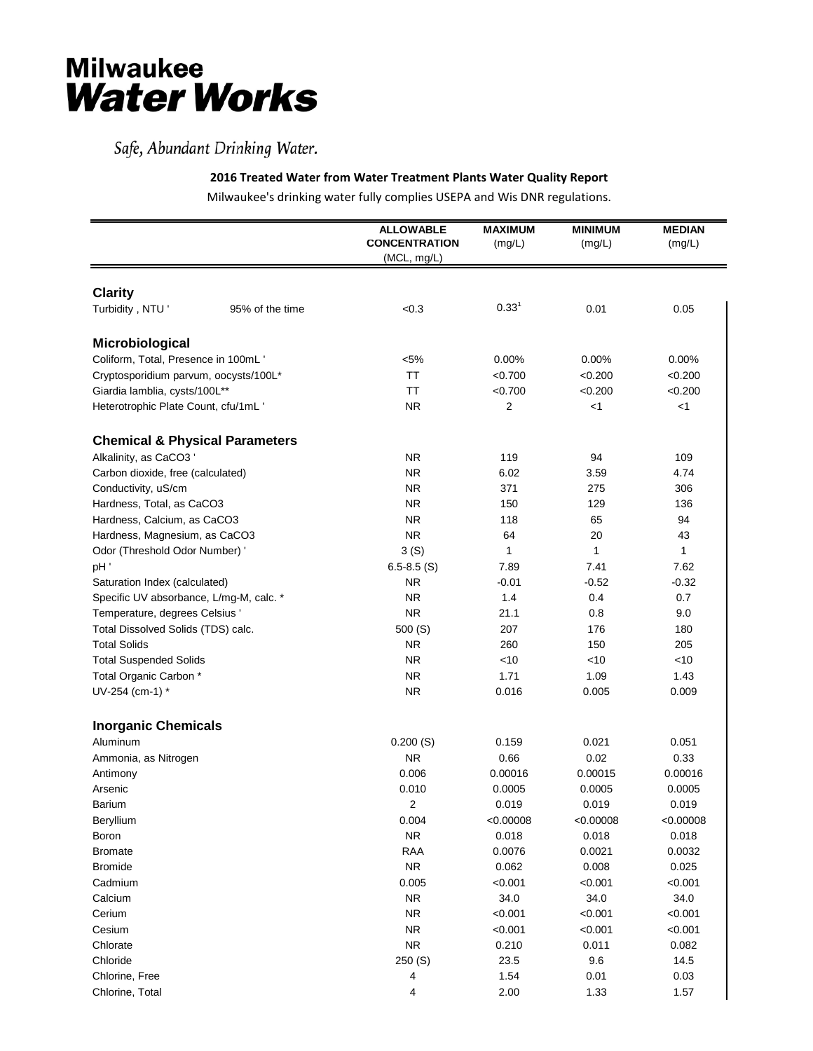# Milwaukee Water Works

*Safe, Abundant Drinking Water.*

**2016 Treated Water from Water Treatment Plants Water Quality Report**

Milwaukee's drinking water fully complies USEPA and Wis DNR regulations.

| | | ALLOWABLE CONCENTRATION (MCL, mg/L) | MAXIMUM (mg/L) | MINIMUM (mg/L) | MEDIAN (mg/L) |
|---|---|---|---|---|---|
| **Clarity** | | | | | |
| Turbidity , NTU ' | 95% of the time | <0.3 | 0.33[1] | 0.01 | 0.05 |
| **Microbiological** | | | | | |
| Coliform, Total, Presence in 100mL ' | | <5% | 0.00% | 0.00% | 0.00% |
| Cryptosporidium parvum, oocysts/100L* | | TT | <0.700 | <0.200 | <0.200 |
| Giardia lamblia, cysts/100L** | | TT | <0.700 | <0.200 | <0.200 |
| Heterotrophic Plate Count, cfu/1mL ' | | NR | 2 | <1 | <1 |
| **Chemical & Physical Parameters** | | | | | |
| Alkalinity, as CaCO3 ' | | NR | 119 | 94 | 109 |
| Carbon dioxide, free (calculated) | | NR | 6.02 | 3.59 | 4.74 |
| Conductivity, uS/cm | | NR | 371 | 275 | 306 |
| Hardness, Total, as CaCO3 | | NR | 150 | 129 | 136 |
| Hardness, Calcium, as CaCO3 | | NR | 118 | 65 | 94 |
| Hardness, Magnesium, as CaCO3 | | NR | 64 | 20 | 43 |
| Odor (Threshold Odor Number) ' | | 3 (S) | 1 | 1 | 1 |
| pH ' | | 6.5-8.5 (S) | 7.89 | 7.41 | 7.62 |
| Saturation Index (calculated) | | NR | -0.01 | -0.52 | -0.32 |
| Specific UV absorbance, L/mg-M, calc. * | | NR | 1.4 | 0.4 | 0.7 |
| Temperature, degrees Celsius ' | | NR | 21.1 | 0.8 | 9.0 |
| Total Dissolved Solids (TDS) calc. | | 500 (S) | 207 | 176 | 180 |
| Total Solids | | NR | 260 | 150 | 205 |
| Total Suspended Solids | | NR | <10 | <10 | <10 |
| Total Organic Carbon * | | NR | 1.71 | 1.09 | 1.43 |
| UV-254 (cm-1) * | | NR | 0.016 | 0.005 | 0.009 |
| **Inorganic Chemicals** | | | | | |
| Aluminum | | 0.200 (S) | 0.159 | 0.021 | 0.051 |
| Ammonia, as Nitrogen | | NR | 0.66 | 0.02 | 0.33 |
| Antimony | | 0.006 | 0.00016 | 0.00015 | 0.00016 |
| Arsenic | | 0.010 | 0.0005 | 0.0005 | 0.0005 |
| Barium | | 2 | 0.019 | 0.019 | 0.019 |
| Beryllium | | 0.004 | <0.00008 | <0.00008 | <0.00008 |
| Boron | | NR | 0.018 | 0.018 | 0.018 |
| Bromate | | RAA | 0.0076 | 0.0021 | 0.0032 |
| Bromide | | NR | 0.062 | 0.008 | 0.025 |
| Cadmium | | 0.005 | <0.001 | <0.001 | <0.001 |
| Calcium | | NR | 34.0 | 34.0 | 34.0 |
| Cerium | | NR | <0.001 | <0.001 | <0.001 |
| Cesium | | NR | <0.001 | <0.001 | <0.001 |
| Chlorate | | NR | 0.210 | 0.011 | 0.082 |
| Chloride | | 250 (S) | 23.5 | 9.6 | 14.5 |
| Chlorine, Free | | 4 | 1.54 | 0.01 | 0.03 |
| Chlorine, Total | | 4 | 2.00 | 1.33 | 1.57 |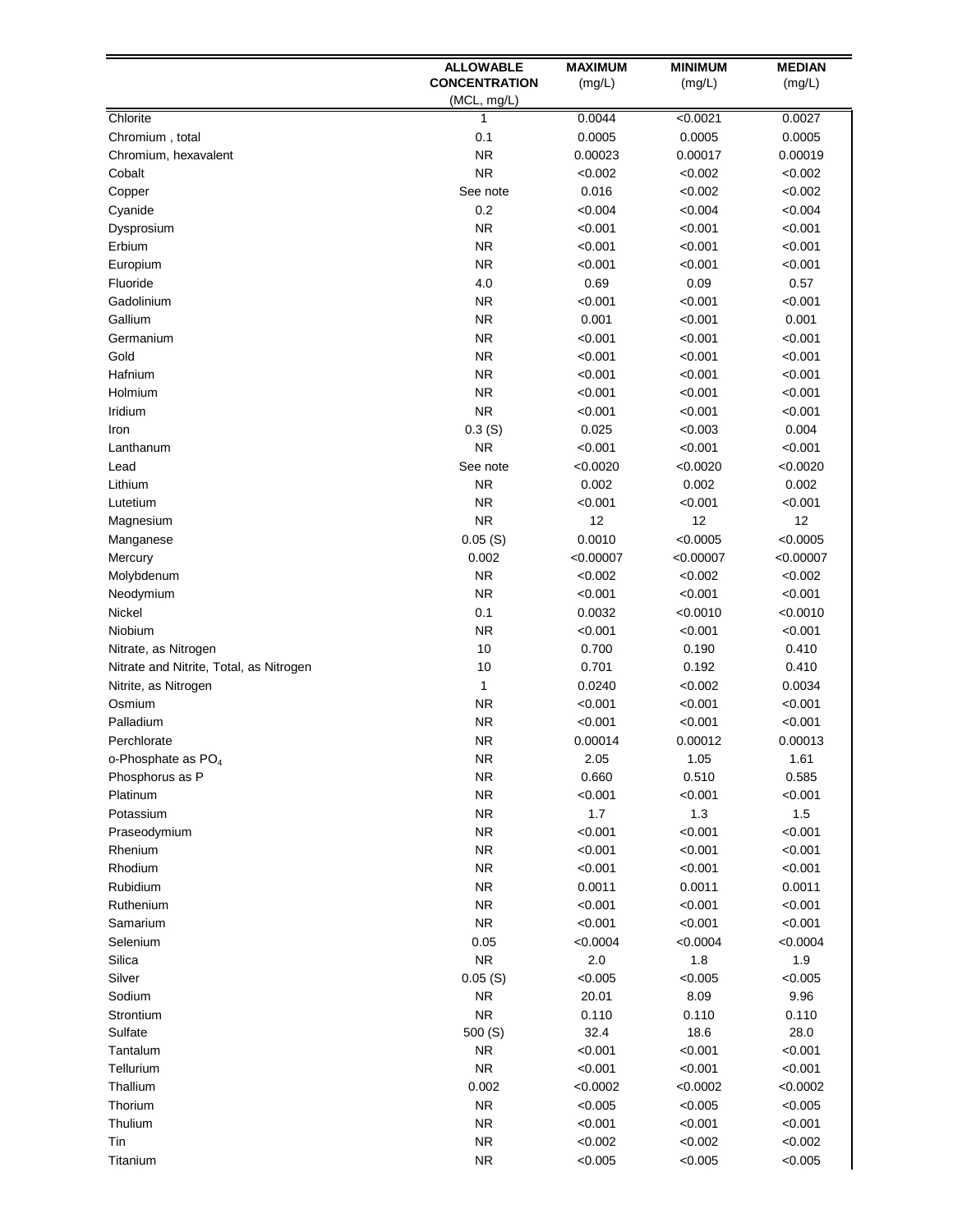|  | ALLOWABLE CONCENTRATION (MCL, mg/L) | MAXIMUM (mg/L) | MINIMUM (mg/L) | MEDIAN (mg/L) |
| --- | --- | --- | --- | --- |
| Chlorite | 1 | 0.0044 | <0.0021 | 0.0027 |
| Chromium , total | 0.1 | 0.0005 | 0.0005 | 0.0005 |
| Chromium, hexavalent | NR | 0.00023 | 0.00017 | 0.00019 |
| Cobalt | NR | <0.002 | <0.002 | <0.002 |
| Copper | See note | 0.016 | <0.002 | <0.002 |
| Cyanide | 0.2 | <0.004 | <0.004 | <0.004 |
| Dysprosium | NR | <0.001 | <0.001 | <0.001 |
| Erbium | NR | <0.001 | <0.001 | <0.001 |
| Europium | NR | <0.001 | <0.001 | <0.001 |
| Fluoride | 4.0 | 0.69 | 0.09 | 0.57 |
| Gadolinium | NR | <0.001 | <0.001 | <0.001 |
| Gallium | NR | 0.001 | <0.001 | 0.001 |
| Germanium | NR | <0.001 | <0.001 | <0.001 |
| Gold | NR | <0.001 | <0.001 | <0.001 |
| Hafnium | NR | <0.001 | <0.001 | <0.001 |
| Holmium | NR | <0.001 | <0.001 | <0.001 |
| Iridium | NR | <0.001 | <0.001 | <0.001 |
| Iron | 0.3 (S) | 0.025 | <0.003 | 0.004 |
| Lanthanum | NR | <0.001 | <0.001 | <0.001 |
| Lead | See note | <0.0020 | <0.0020 | <0.0020 |
| Lithium | NR | 0.002 | 0.002 | 0.002 |
| Lutetium | NR | <0.001 | <0.001 | <0.001 |
| Magnesium | NR | 12 | 12 | 12 |
| Manganese | 0.05 (S) | 0.0010 | <0.0005 | <0.0005 |
| Mercury | 0.002 | <0.00007 | <0.00007 | <0.00007 |
| Molybdenum | NR | <0.002 | <0.002 | <0.002 |
| Neodymium | NR | <0.001 | <0.001 | <0.001 |
| Nickel | 0.1 | 0.0032 | <0.0010 | <0.0010 |
| Niobium | NR | <0.001 | <0.001 | <0.001 |
| Nitrate, as Nitrogen | 10 | 0.700 | 0.190 | 0.410 |
| Nitrate and Nitrite, Total, as Nitrogen | 10 | 0.701 | 0.192 | 0.410 |
| Nitrite, as Nitrogen | 1 | 0.0240 | <0.002 | 0.0034 |
| Osmium | NR | <0.001 | <0.001 | <0.001 |
| Palladium | NR | <0.001 | <0.001 | <0.001 |
| Perchlorate | NR | 0.00014 | 0.00012 | 0.00013 |
| o-Phosphate as $PO_4$ | NR | 2.05 | 1.05 | 1.61 |
| Phosphorus as P | NR | 0.660 | 0.510 | 0.585 |
| Platinum | NR | <0.001 | <0.001 | <0.001 |
| Potassium | NR | 1.7 | 1.3 | 1.5 |
| Praseodymium | NR | <0.001 | <0.001 | <0.001 |
| Rhenium | NR | <0.001 | <0.001 | <0.001 |
| Rhodium | NR | <0.001 | <0.001 | <0.001 |
| Rubidium | NR | 0.0011 | 0.0011 | 0.0011 |
| Ruthenium | NR | <0.001 | <0.001 | <0.001 |
| Samarium | NR | <0.001 | <0.001 | <0.001 |
| Selenium | 0.05 | <0.0004 | <0.0004 | <0.0004 |
| Silica | NR | 2.0 | 1.8 | 1.9 |
| Silver | 0.05 (S) | <0.005 | <0.005 | <0.005 |
| Sodium | NR | 20.01 | 8.09 | 9.96 |
| Strontium | NR | 0.110 | 0.110 | 0.110 |
| Sulfate | 500 (S) | 32.4 | 18.6 | 28.0 |
| Tantalum | NR | <0.001 | <0.001 | <0.001 |
| Tellurium | NR | <0.001 | <0.001 | <0.001 |
| Thallium | 0.002 | <0.0002 | <0.0002 | <0.0002 |
| Thorium | NR | <0.005 | <0.005 | <0.005 |
| Thulium | NR | <0.001 | <0.001 | <0.001 |
| Tin | NR | <0.002 | <0.002 | <0.002 |
| Titanium | NR | <0.005 | <0.005 | <0.005 |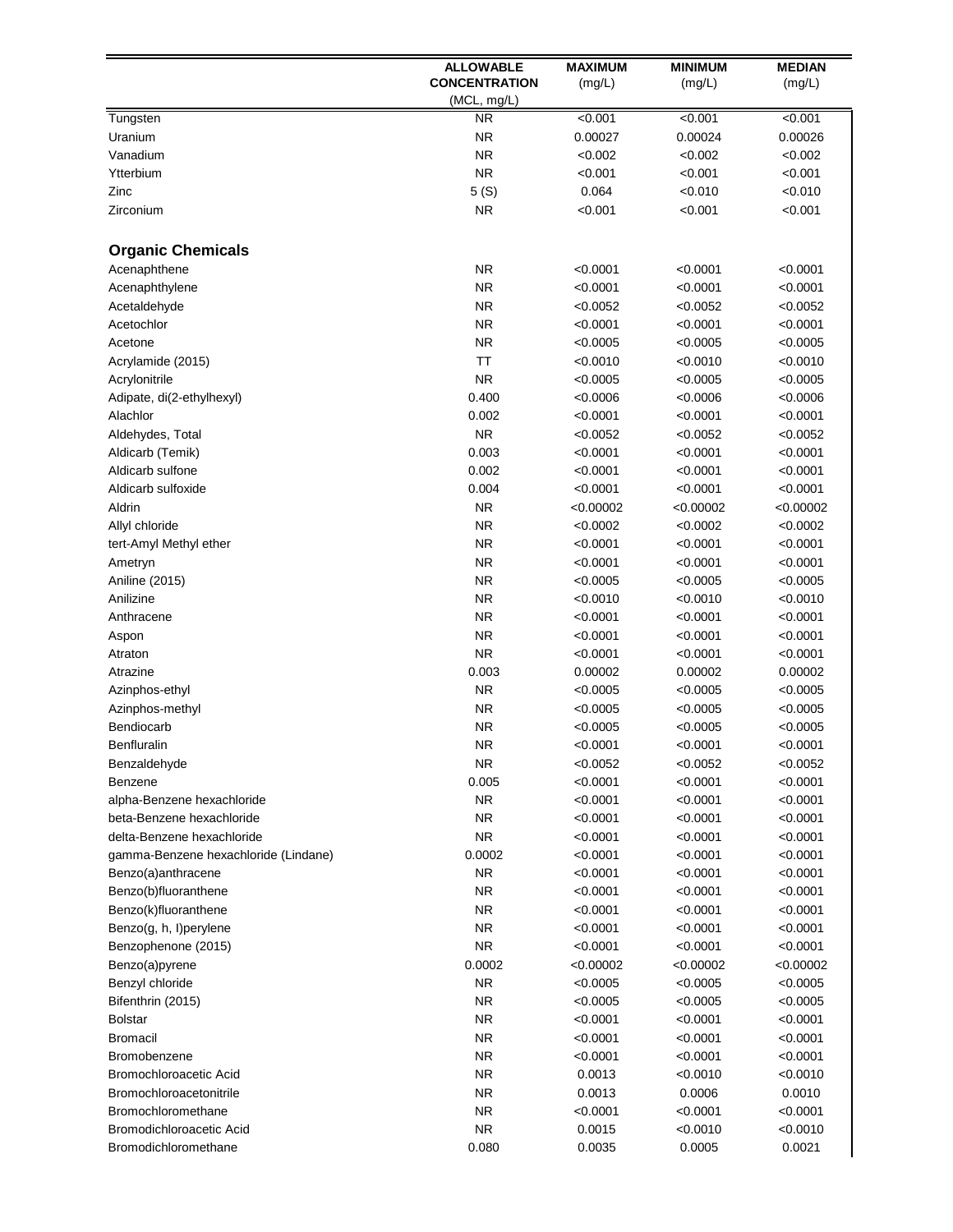| | ALLOWABLE CONCENTRATION (MCL, mg/L) | MAXIMUM (mg/L) | MINIMUM (mg/L) | MEDIAN (mg/L) |
|---|---|---|---|---|
| Tungsten | NR | <0.001 | <0.001 | <0.001 |
| Uranium | NR | 0.00027 | 0.00024 | 0.00026 |
| Vanadium | NR | <0.002 | <0.002 | <0.002 |
| Ytterbium | NR | <0.001 | <0.001 | <0.001 |
| Zinc | 5 (S) | 0.064 | <0.010 | <0.010 |
| Zirconium | NR | <0.001 | <0.001 | <0.001 |
| **Organic Chemicals** | | | | |
| Acenaphthene | NR | <0.0001 | <0.0001 | <0.0001 |
| Acenaphthylene | NR | <0.0001 | <0.0001 | <0.0001 |
| Acetaldehyde | NR | <0.0052 | <0.0052 | <0.0052 |
| Acetochlor | NR | <0.0001 | <0.0001 | <0.0001 |
| Acetone | NR | <0.0005 | <0.0005 | <0.0005 |
| Acrylamide (2015) | TT | <0.0010 | <0.0010 | <0.0010 |
| Acrylonitrile | NR | <0.0005 | <0.0005 | <0.0005 |
| Adipate, di(2-ethylhexyl) | 0.400 | <0.0006 | <0.0006 | <0.0006 |
| Alachlor | 0.002 | <0.0001 | <0.0001 | <0.0001 |
| Aldehydes, Total | NR | <0.0052 | <0.0052 | <0.0052 |
| Aldicarb (Temik) | 0.003 | <0.0001 | <0.0001 | <0.0001 |
| Aldicarb sulfone | 0.002 | <0.0001 | <0.0001 | <0.0001 |
| Aldicarb sulfoxide | 0.004 | <0.0001 | <0.0001 | <0.0001 |
| Aldrin | NR | <0.00002 | <0.00002 | <0.00002 |
| Allyl chloride | NR | <0.0002 | <0.0002 | <0.0002 |
| tert-Amyl Methyl ether | NR | <0.0001 | <0.0001 | <0.0001 |
| Ametryn | NR | <0.0001 | <0.0001 | <0.0001 |
| Aniline (2015) | NR | <0.0005 | <0.0005 | <0.0005 |
| Anilizine | NR | <0.0010 | <0.0010 | <0.0010 |
| Anthracene | NR | <0.0001 | <0.0001 | <0.0001 |
| Aspon | NR | <0.0001 | <0.0001 | <0.0001 |
| Atraton | NR | <0.0001 | <0.0001 | <0.0001 |
| Atrazine | 0.003 | 0.00002 | 0.00002 | 0.00002 |
| Azinphos-ethyl | NR | <0.0005 | <0.0005 | <0.0005 |
| Azinphos-methyl | NR | <0.0005 | <0.0005 | <0.0005 |
| Bendiocarb | NR | <0.0005 | <0.0005 | <0.0005 |
| Benfluralin | NR | <0.0001 | <0.0001 | <0.0001 |
| Benzaldehyde | NR | <0.0052 | <0.0052 | <0.0052 |
| Benzene | 0.005 | <0.0001 | <0.0001 | <0.0001 |
| alpha-Benzene hexachloride | NR | <0.0001 | <0.0001 | <0.0001 |
| beta-Benzene hexachloride | NR | <0.0001 | <0.0001 | <0.0001 |
| delta-Benzene hexachloride | NR | <0.0001 | <0.0001 | <0.0001 |
| gamma-Benzene hexachloride (Lindane) | 0.0002 | <0.0001 | <0.0001 | <0.0001 |
| Benzo(a)anthracene | NR | <0.0001 | <0.0001 | <0.0001 |
| Benzo(b)fluoranthene | NR | <0.0001 | <0.0001 | <0.0001 |
| Benzo(k)fluoranthene | NR | <0.0001 | <0.0001 | <0.0001 |
| Benzo(g, h, I)perylene | NR | <0.0001 | <0.0001 | <0.0001 |
| Benzophenone (2015) | NR | <0.0001 | <0.0001 | <0.0001 |
| Benzo(a)pyrene | 0.0002 | <0.00002 | <0.00002 | <0.00002 |
| Benzyl chloride | NR | <0.0005 | <0.0005 | <0.0005 |
| Bifenthrin (2015) | NR | <0.0005 | <0.0005 | <0.0005 |
| Bolstar | NR | <0.0001 | <0.0001 | <0.0001 |
| Bromacil | NR | <0.0001 | <0.0001 | <0.0001 |
| Bromobenzene | NR | <0.0001 | <0.0001 | <0.0001 |
| Bromochloroacetic Acid | NR | 0.0013 | <0.0010 | <0.0010 |
| Bromochloroacetonitrile | NR | 0.0013 | 0.0006 | 0.0010 |
| Bromochloromethane | NR | <0.0001 | <0.0001 | <0.0001 |
| Bromodichloroacetic Acid | NR | 0.0015 | <0.0010 | <0.0010 |
| Bromodichloromethane | 0.080 | 0.0035 | 0.0005 | 0.0021 |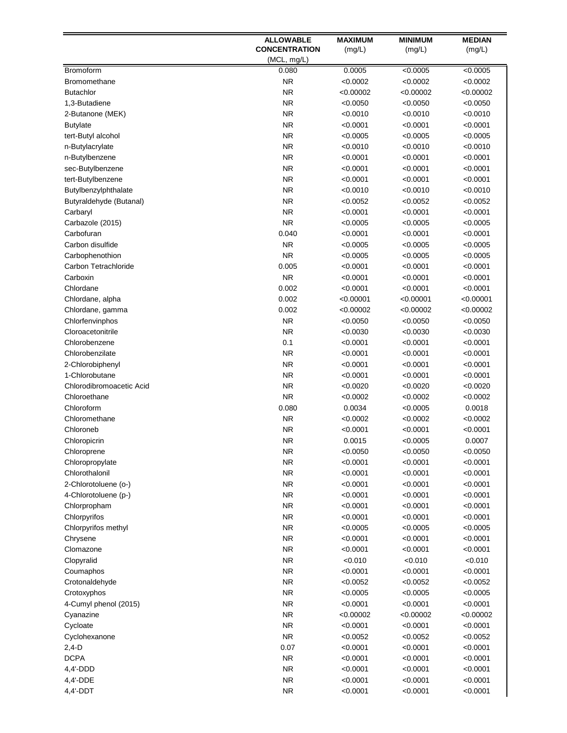| | ALLOWABLE CONCENTRATION (MCL, mg/L) | MAXIMUM (mg/L) | MINIMUM (mg/L) | MEDIAN (mg/L) |
|---|---|---|---|---|
| Bromoform | 0.080 | 0.0005 | <0.0005 | <0.0005 |
| Bromomethane | NR | <0.0002 | <0.0002 | <0.0002 |
| Butachlor | NR | <0.00002 | <0.00002 | <0.00002 |
| 1,3-Butadiene | NR | <0.0050 | <0.0050 | <0.0050 |
| 2-Butanone (MEK) | NR | <0.0010 | <0.0010 | <0.0010 |
| Butylate | NR | <0.0001 | <0.0001 | <0.0001 |
| tert-Butyl alcohol | NR | <0.0005 | <0.0005 | <0.0005 |
| n-Butylacrylate | NR | <0.0010 | <0.0010 | <0.0010 |
| n-Butylbenzene | NR | <0.0001 | <0.0001 | <0.0001 |
| sec-Butylbenzene | NR | <0.0001 | <0.0001 | <0.0001 |
| tert-Butylbenzene | NR | <0.0001 | <0.0001 | <0.0001 |
| Butylbenzylphthalate | NR | <0.0010 | <0.0010 | <0.0010 |
| Butyraldehyde (Butanal) | NR | <0.0052 | <0.0052 | <0.0052 |
| Carbaryl | NR | <0.0001 | <0.0001 | <0.0001 |
| Carbazole (2015) | NR | <0.0005 | <0.0005 | <0.0005 |
| Carbofuran | 0.040 | <0.0001 | <0.0001 | <0.0001 |
| Carbon disulfide | NR | <0.0005 | <0.0005 | <0.0005 |
| Carbophenothion | NR | <0.0005 | <0.0005 | <0.0005 |
| Carbon Tetrachloride | 0.005 | <0.0001 | <0.0001 | <0.0001 |
| Carboxin | NR | <0.0001 | <0.0001 | <0.0001 |
| Chlordane | 0.002 | <0.0001 | <0.0001 | <0.0001 |
| Chlordane, alpha | 0.002 | <0.00001 | <0.00001 | <0.00001 |
| Chlordane, gamma | 0.002 | <0.00002 | <0.00002 | <0.00002 |
| Chlorfenvinphos | NR | <0.0050 | <0.0050 | <0.0050 |
| Cloroacetonitrile | NR | <0.0030 | <0.0030 | <0.0030 |
| Chlorobenzene | 0.1 | <0.0001 | <0.0001 | <0.0001 |
| Chlorobenzilate | NR | <0.0001 | <0.0001 | <0.0001 |
| 2-Chlorobiphenyl | NR | <0.0001 | <0.0001 | <0.0001 |
| 1-Chlorobutane | NR | <0.0001 | <0.0001 | <0.0001 |
| Chlorodibromoacetic Acid | NR | <0.0020 | <0.0020 | <0.0020 |
| Chloroethane | NR | <0.0002 | <0.0002 | <0.0002 |
| Chloroform | 0.080 | 0.0034 | <0.0005 | 0.0018 |
| Chloromethane | NR | <0.0002 | <0.0002 | <0.0002 |
| Chloroneb | NR | <0.0001 | <0.0001 | <0.0001 |
| Chloropicrin | NR | 0.0015 | <0.0005 | 0.0007 |
| Chloroprene | NR | <0.0050 | <0.0050 | <0.0050 |
| Chloropropylate | NR | <0.0001 | <0.0001 | <0.0001 |
| Chlorothalonil | NR | <0.0001 | <0.0001 | <0.0001 |
| 2-Chlorotoluene (o-) | NR | <0.0001 | <0.0001 | <0.0001 |
| 4-Chlorotoluene (p-) | NR | <0.0001 | <0.0001 | <0.0001 |
| Chlorpropham | NR | <0.0001 | <0.0001 | <0.0001 |
| Chlorpyrifos | NR | <0.0001 | <0.0001 | <0.0001 |
| Chlorpyrifos methyl | NR | <0.0005 | <0.0005 | <0.0005 |
| Chrysene | NR | <0.0001 | <0.0001 | <0.0001 |
| Clomazone | NR | <0.0001 | <0.0001 | <0.0001 |
| Clopyralid | NR | <0.010 | <0.010 | <0.010 |
| Coumaphos | NR | <0.0001 | <0.0001 | <0.0001 |
| Crotonaldehyde | NR | <0.0052 | <0.0052 | <0.0052 |
| Crotoxyphos | NR | <0.0005 | <0.0005 | <0.0005 |
| 4-Cumyl phenol (2015) | NR | <0.0001 | <0.0001 | <0.0001 |
| Cyanazine | NR | <0.00002 | <0.00002 | <0.00002 |
| Cycloate | NR | <0.0001 | <0.0001 | <0.0001 |
| Cyclohexanone | NR | <0.0052 | <0.0052 | <0.0052 |
| 2,4-D | 0.07 | <0.0001 | <0.0001 | <0.0001 |
| DCPA | NR | <0.0001 | <0.0001 | <0.0001 |
| 4,4'-DDD | NR | <0.0001 | <0.0001 | <0.0001 |
| 4,4'-DDE | NR | <0.0001 | <0.0001 | <0.0001 |
| 4,4'-DDT | NR | <0.0001 | <0.0001 | <0.0001 |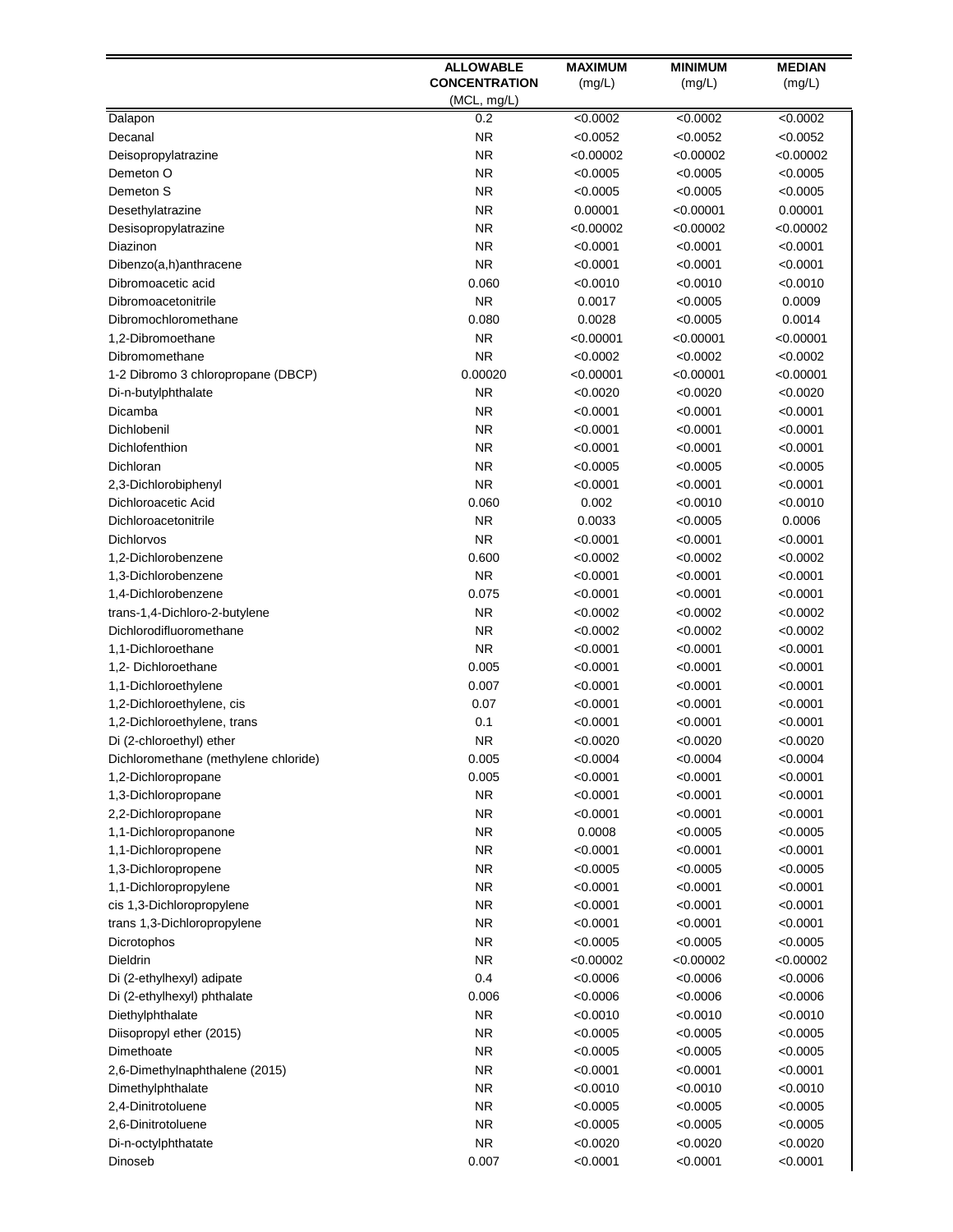| | ALLOWABLE CONCENTRATION (MCL, mg/L) | MAXIMUM (mg/L) | MINIMUM (mg/L) | MEDIAN (mg/L) |
|---|---|---|---|---|
| Dalapon | 0.2 | <0.0002 | <0.0002 | <0.0002 |
| Decanal | NR | <0.0052 | <0.0052 | <0.0052 |
| Deisopropylatrazine | NR | <0.00002 | <0.00002 | <0.00002 |
| Demeton O | NR | <0.0005 | <0.0005 | <0.0005 |
| Demeton S | NR | <0.0005 | <0.0005 | <0.0005 |
| Desethylatrazine | NR | 0.00001 | <0.00001 | 0.00001 |
| Desisopropylatrazine | NR | <0.00002 | <0.00002 | <0.00002 |
| Diazinon | NR | <0.0001 | <0.0001 | <0.0001 |
| Dibenzo(a,h)anthracene | NR | <0.0001 | <0.0001 | <0.0001 |
| Dibromoacetic acid | 0.060 | <0.0010 | <0.0010 | <0.0010 |
| Dibromoacetonitrile | NR | 0.0017 | <0.0005 | 0.0009 |
| Dibromochloromethane | 0.080 | 0.0028 | <0.0005 | 0.0014 |
| 1,2-Dibromoethane | NR | <0.00001 | <0.00001 | <0.00001 |
| Dibromomethane | NR | <0.0002 | <0.0002 | <0.0002 |
| 1-2 Dibromo 3 chloropropane (DBCP) | 0.00020 | <0.00001 | <0.00001 | <0.00001 |
| Di-n-butylphthalate | NR | <0.0020 | <0.0020 | <0.0020 |
| Dicamba | NR | <0.0001 | <0.0001 | <0.0001 |
| Dichlobenil | NR | <0.0001 | <0.0001 | <0.0001 |
| Dichlofenthion | NR | <0.0001 | <0.0001 | <0.0001 |
| Dichloran | NR | <0.0005 | <0.0005 | <0.0005 |
| 2,3-Dichlorobiphenyl | NR | <0.0001 | <0.0001 | <0.0001 |
| Dichloroacetic Acid | 0.060 | 0.002 | <0.0010 | <0.0010 |
| Dichloroacetonitrile | NR | 0.0033 | <0.0005 | 0.0006 |
| Dichlorvos | NR | <0.0001 | <0.0001 | <0.0001 |
| 1,2-Dichlorobenzene | 0.600 | <0.0002 | <0.0002 | <0.0002 |
| 1,3-Dichlorobenzene | NR | <0.0001 | <0.0001 | <0.0001 |
| 1,4-Dichlorobenzene | 0.075 | <0.0001 | <0.0001 | <0.0001 |
| trans-1,4-Dichloro-2-butylene | NR | <0.0002 | <0.0002 | <0.0002 |
| Dichlorodifluoromethane | NR | <0.0002 | <0.0002 | <0.0002 |
| 1,1-Dichloroethane | NR | <0.0001 | <0.0001 | <0.0001 |
| 1,2- Dichloroethane | 0.005 | <0.0001 | <0.0001 | <0.0001 |
| 1,1-Dichloroethylene | 0.007 | <0.0001 | <0.0001 | <0.0001 |
| 1,2-Dichloroethylene, cis | 0.07 | <0.0001 | <0.0001 | <0.0001 |
| 1,2-Dichloroethylene, trans | 0.1 | <0.0001 | <0.0001 | <0.0001 |
| Di (2-chloroethyl) ether | NR | <0.0020 | <0.0020 | <0.0020 |
| Dichloromethane (methylene chloride) | 0.005 | <0.0004 | <0.0004 | <0.0004 |
| 1,2-Dichloropropane | 0.005 | <0.0001 | <0.0001 | <0.0001 |
| 1,3-Dichloropropane | NR | <0.0001 | <0.0001 | <0.0001 |
| 2,2-Dichloropropane | NR | <0.0001 | <0.0001 | <0.0001 |
| 1,1-Dichloropropanone | NR | 0.0008 | <0.0005 | <0.0005 |
| 1,1-Dichloropropene | NR | <0.0001 | <0.0001 | <0.0001 |
| 1,3-Dichloropropene | NR | <0.0005 | <0.0005 | <0.0005 |
| 1,1-Dichloropropylene | NR | <0.0001 | <0.0001 | <0.0001 |
| cis 1,3-Dichloropropylene | NR | <0.0001 | <0.0001 | <0.0001 |
| trans 1,3-Dichloropropylene | NR | <0.0001 | <0.0001 | <0.0001 |
| Dicrotophos | NR | <0.0005 | <0.0005 | <0.0005 |
| Dieldrin | NR | <0.00002 | <0.00002 | <0.00002 |
| Di (2-ethylhexyl) adipate | 0.4 | <0.0006 | <0.0006 | <0.0006 |
| Di (2-ethylhexyl) phthalate | 0.006 | <0.0006 | <0.0006 | <0.0006 |
| Diethylphthalate | NR | <0.0010 | <0.0010 | <0.0010 |
| Diisopropyl ether (2015) | NR | <0.0005 | <0.0005 | <0.0005 |
| Dimethoate | NR | <0.0005 | <0.0005 | <0.0005 |
| 2,6-Dimethylnaphthalene (2015) | NR | <0.0001 | <0.0001 | <0.0001 |
| Dimethylphthalate | NR | <0.0010 | <0.0010 | <0.0010 |
| 2,4-Dinitrotoluene | NR | <0.0005 | <0.0005 | <0.0005 |
| 2,6-Dinitrotoluene | NR | <0.0005 | <0.0005 | <0.0005 |
| Di-n-octylphthatate | NR | <0.0020 | <0.0020 | <0.0020 |
| Dinoseb | 0.007 | <0.0001 | <0.0001 | <0.0001 |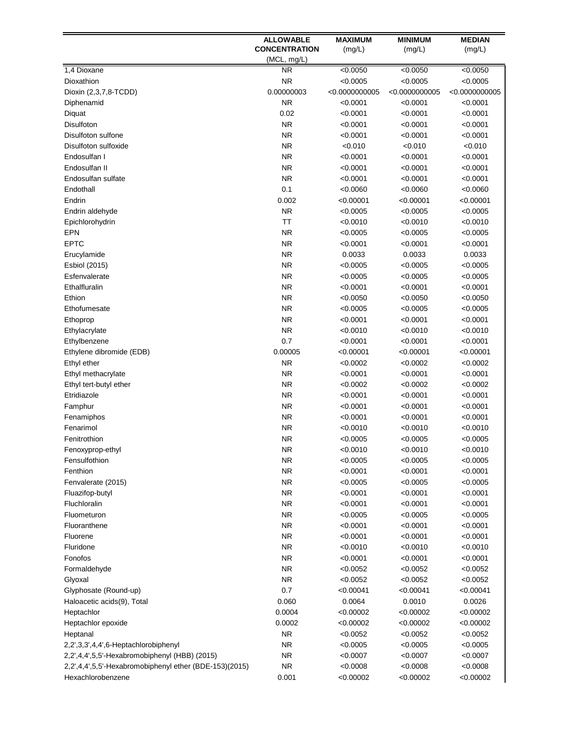| | ALLOWABLE CONCENTRATION (MCL, mg/L) | MAXIMUM (mg/L) | MINIMUM (mg/L) | MEDIAN (mg/L) |
|---|---|---|---|---|
| 1,4 Dioxane | NR | <0.0050 | <0.0050 | <0.0050 |
| Dioxathion | NR | <0.0005 | <0.0005 | <0.0005 |
| Dioxin (2,3,7,8-TCDD) | 0.00000003 | <0.0000000005 | <0.0000000005 | <0.0000000005 |
| Diphenamid | NR | <0.0001 | <0.0001 | <0.0001 |
| Diquat | 0.02 | <0.0001 | <0.0001 | <0.0001 |
| Disulfoton | NR | <0.0001 | <0.0001 | <0.0001 |
| Disulfoton sulfone | NR | <0.0001 | <0.0001 | <0.0001 |
| Disulfoton sulfoxide | NR | <0.010 | <0.010 | <0.010 |
| Endosulfan I | NR | <0.0001 | <0.0001 | <0.0001 |
| Endosulfan II | NR | <0.0001 | <0.0001 | <0.0001 |
| Endosulfan sulfate | NR | <0.0001 | <0.0001 | <0.0001 |
| Endothall | 0.1 | <0.0060 | <0.0060 | <0.0060 |
| Endrin | 0.002 | <0.00001 | <0.00001 | <0.00001 |
| Endrin aldehyde | NR | <0.0005 | <0.0005 | <0.0005 |
| Epichlorohydrin | TT | <0.0010 | <0.0010 | <0.0010 |
| EPN | NR | <0.0005 | <0.0005 | <0.0005 |
| EPTC | NR | <0.0001 | <0.0001 | <0.0001 |
| Erucylamide | NR | 0.0033 | 0.0033 | 0.0033 |
| Esbiol (2015) | NR | <0.0005 | <0.0005 | <0.0005 |
| Esfenvalerate | NR | <0.0005 | <0.0005 | <0.0005 |
| Ethalfluralin | NR | <0.0001 | <0.0001 | <0.0001 |
| Ethion | NR | <0.0050 | <0.0050 | <0.0050 |
| Ethofumesate | NR | <0.0005 | <0.0005 | <0.0005 |
| Ethoprop | NR | <0.0001 | <0.0001 | <0.0001 |
| Ethylacrylate | NR | <0.0010 | <0.0010 | <0.0010 |
| Ethylbenzene | 0.7 | <0.0001 | <0.0001 | <0.0001 |
| Ethylene dibromide (EDB) | 0.00005 | <0.00001 | <0.00001 | <0.00001 |
| Ethyl ether | NR | <0.0002 | <0.0002 | <0.0002 |
| Ethyl methacrylate | NR | <0.0001 | <0.0001 | <0.0001 |
| Ethyl tert-butyl ether | NR | <0.0002 | <0.0002 | <0.0002 |
| Etridiazole | NR | <0.0001 | <0.0001 | <0.0001 |
| Famphur | NR | <0.0001 | <0.0001 | <0.0001 |
| Fenamiphos | NR | <0.0001 | <0.0001 | <0.0001 |
| Fenarimol | NR | <0.0010 | <0.0010 | <0.0010 |
| Fenitrothion | NR | <0.0005 | <0.0005 | <0.0005 |
| Fenoxyprop-ethyl | NR | <0.0010 | <0.0010 | <0.0010 |
| Fensulfothion | NR | <0.0005 | <0.0005 | <0.0005 |
| Fenthion | NR | <0.0001 | <0.0001 | <0.0001 |
| Fenvalerate (2015) | NR | <0.0005 | <0.0005 | <0.0005 |
| Fluazifop-butyl | NR | <0.0001 | <0.0001 | <0.0001 |
| Fluchloralin | NR | <0.0001 | <0.0001 | <0.0001 |
| Fluometuron | NR | <0.0005 | <0.0005 | <0.0005 |
| Fluoranthene | NR | <0.0001 | <0.0001 | <0.0001 |
| Fluorene | NR | <0.0001 | <0.0001 | <0.0001 |
| Fluridone | NR | <0.0010 | <0.0010 | <0.0010 |
| Fonofos | NR | <0.0001 | <0.0001 | <0.0001 |
| Formaldehyde | NR | <0.0052 | <0.0052 | <0.0052 |
| Glyoxal | NR | <0.0052 | <0.0052 | <0.0052 |
| Glyphosate (Round-up) | 0.7 | <0.00041 | <0.00041 | <0.00041 |
| Haloacetic acids(9), Total | 0.060 | 0.0064 | 0.0010 | 0.0026 |
| Heptachlor | 0.0004 | <0.00002 | <0.00002 | <0.00002 |
| Heptachlor epoxide | 0.0002 | <0.00002 | <0.00002 | <0.00002 |
| Heptanal | NR | <0.0052 | <0.0052 | <0.0052 |
| 2,2',3,3',4,4',6-Heptachlorobiphenyl | NR | <0.0005 | <0.0005 | <0.0005 |
| 2,2',4,4',5,5'-Hexabromobiphenyl (HBB) (2015) | NR | <0.0007 | <0.0007 | <0.0007 |
| 2,2',4,4',5,5'-Hexabromobiphenyl ether (BDE-153)(2015) | NR | <0.0008 | <0.0008 | <0.0008 |
| Hexachlorobenzene | 0.001 | <0.00002 | <0.00002 | <0.00002 |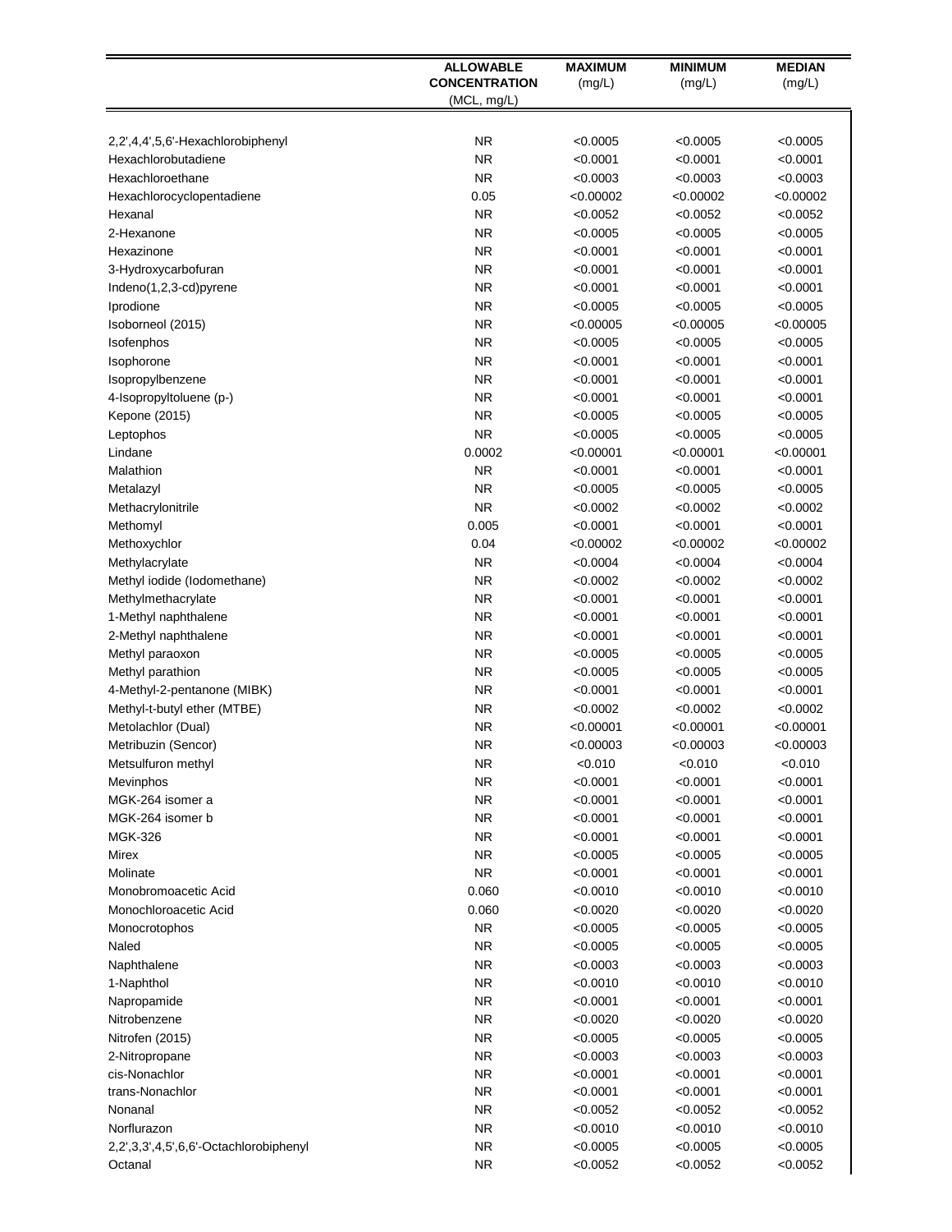|  | ALLOWABLE CONCENTRATION (MCL, mg/L) | MAXIMUM (mg/L) | MINIMUM (mg/L) | MEDIAN (mg/L) |
|---|---|---|---|---|
| 2,2',4,4',5,6'-Hexachlorobiphenyl | NR | <0.0005 | <0.0005 | <0.0005 |
| Hexachlorobutadiene | NR | <0.0001 | <0.0001 | <0.0001 |
| Hexachloroethane | NR | <0.0003 | <0.0003 | <0.0003 |
| Hexachlorocyclopentadiene | 0.05 | <0.00002 | <0.00002 | <0.00002 |
| Hexanal | NR | <0.0052 | <0.0052 | <0.0052 |
| 2-Hexanone | NR | <0.0005 | <0.0005 | <0.0005 |
| Hexazinone | NR | <0.0001 | <0.0001 | <0.0001 |
| 3-Hydroxycarbofuran | NR | <0.0001 | <0.0001 | <0.0001 |
| Indeno(1,2,3-cd)pyrene | NR | <0.0001 | <0.0001 | <0.0001 |
| Iprodione | NR | <0.0005 | <0.0005 | <0.0005 |
| Isoborneol (2015) | NR | <0.00005 | <0.00005 | <0.00005 |
| Isofenphos | NR | <0.0005 | <0.0005 | <0.0005 |
| Isophorone | NR | <0.0001 | <0.0001 | <0.0001 |
| Isopropylbenzene | NR | <0.0001 | <0.0001 | <0.0001 |
| 4-Isopropyltoluene (p-) | NR | <0.0001 | <0.0001 | <0.0001 |
| Kepone (2015) | NR | <0.0005 | <0.0005 | <0.0005 |
| Leptophos | NR | <0.0005 | <0.0005 | <0.0005 |
| Lindane | 0.0002 | <0.00001 | <0.00001 | <0.00001 |
| Malathion | NR | <0.0001 | <0.0001 | <0.0001 |
| Metalazyl | NR | <0.0005 | <0.0005 | <0.0005 |
| Methacrylonitrile | NR | <0.0002 | <0.0002 | <0.0002 |
| Methomyl | 0.005 | <0.0001 | <0.0001 | <0.0001 |
| Methoxychlor | 0.04 | <0.00002 | <0.00002 | <0.00002 |
| Methylacrylate | NR | <0.0004 | <0.0004 | <0.0004 |
| Methyl iodide (Iodomethane) | NR | <0.0002 | <0.0002 | <0.0002 |
| Methylmethacrylate | NR | <0.0001 | <0.0001 | <0.0001 |
| 1-Methyl naphthalene | NR | <0.0001 | <0.0001 | <0.0001 |
| 2-Methyl naphthalene | NR | <0.0001 | <0.0001 | <0.0001 |
| Methyl paraoxon | NR | <0.0005 | <0.0005 | <0.0005 |
| Methyl parathion | NR | <0.0005 | <0.0005 | <0.0005 |
| 4-Methyl-2-pentanone (MIBK) | NR | <0.0001 | <0.0001 | <0.0001 |
| Methyl-t-butyl ether (MTBE) | NR | <0.0002 | <0.0002 | <0.0002 |
| Metolachlor (Dual) | NR | <0.00001 | <0.00001 | <0.00001 |
| Metribuzin (Sencor) | NR | <0.00003 | <0.00003 | <0.00003 |
| Metsulfuron methyl | NR | <0.010 | <0.010 | <0.010 |
| Mevinphos | NR | <0.0001 | <0.0001 | <0.0001 |
| MGK-264 isomer a | NR | <0.0001 | <0.0001 | <0.0001 |
| MGK-264 isomer b | NR | <0.0001 | <0.0001 | <0.0001 |
| MGK-326 | NR | <0.0001 | <0.0001 | <0.0001 |
| Mirex | NR | <0.0005 | <0.0005 | <0.0005 |
| Molinate | NR | <0.0001 | <0.0001 | <0.0001 |
| Monobromoacetic Acid | 0.060 | <0.0010 | <0.0010 | <0.0010 |
| Monochloroacetic Acid | 0.060 | <0.0020 | <0.0020 | <0.0020 |
| Monocrotophos | NR | <0.0005 | <0.0005 | <0.0005 |
| Naled | NR | <0.0005 | <0.0005 | <0.0005 |
| Naphthalene | NR | <0.0003 | <0.0003 | <0.0003 |
| 1-Naphthol | NR | <0.0010 | <0.0010 | <0.0010 |
| Napropamide | NR | <0.0001 | <0.0001 | <0.0001 |
| Nitrobenzene | NR | <0.0020 | <0.0020 | <0.0020 |
| Nitrofen (2015) | NR | <0.0005 | <0.0005 | <0.0005 |
| 2-Nitropropane | NR | <0.0003 | <0.0003 | <0.0003 |
| cis-Nonachlor | NR | <0.0001 | <0.0001 | <0.0001 |
| trans-Nonachlor | NR | <0.0001 | <0.0001 | <0.0001 |
| Nonanal | NR | <0.0052 | <0.0052 | <0.0052 |
| Norflurazon | NR | <0.0010 | <0.0010 | <0.0010 |
| 2,2',3,3',4,5',6,6'-Octachlorobiphenyl | NR | <0.0005 | <0.0005 | <0.0005 |
| Octanal | NR | <0.0052 | <0.0052 | <0.0052 |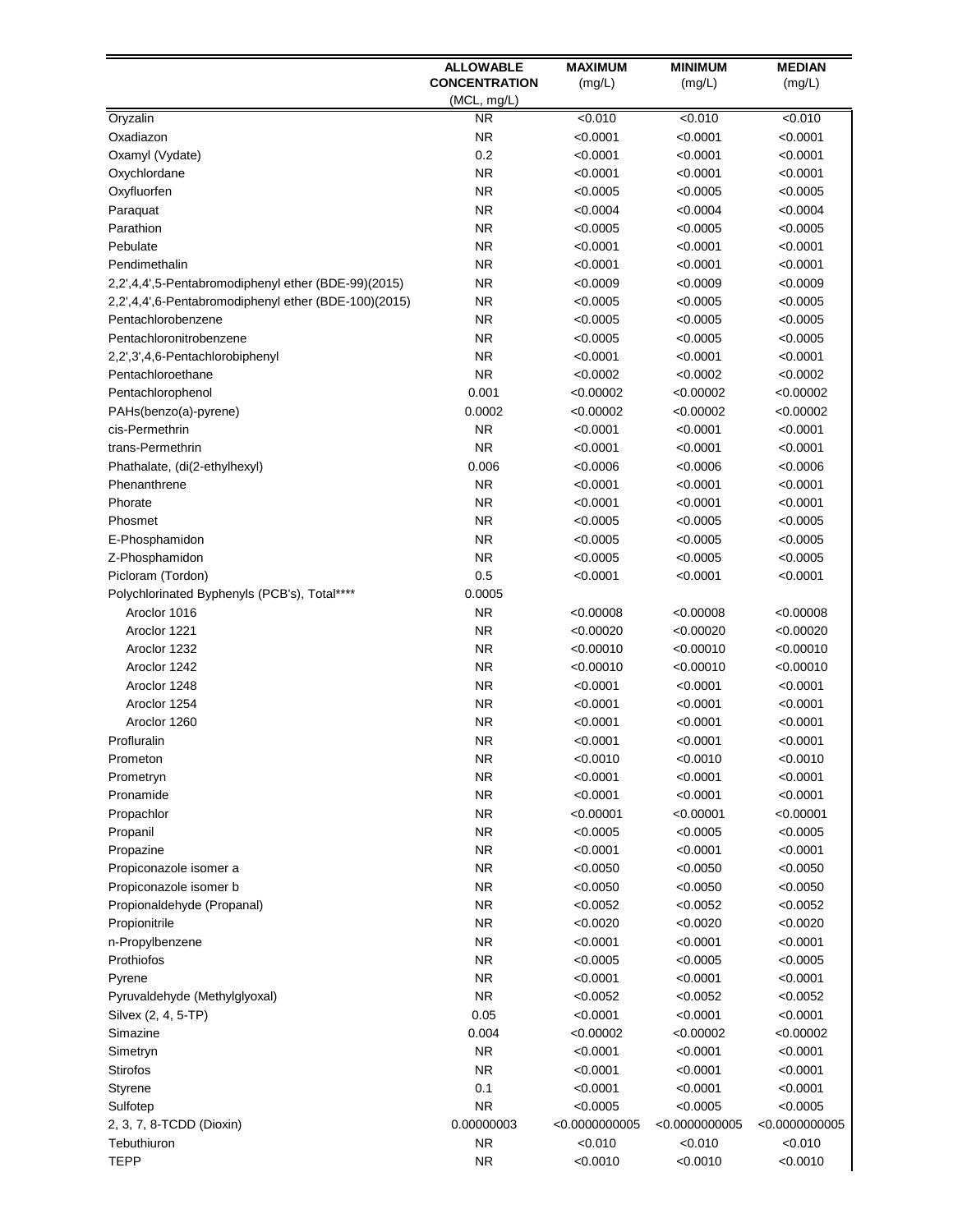| | ALLOWABLE CONCENTRATION (MCL, mg/L) | MAXIMUM (mg/L) | MINIMUM (mg/L) | MEDIAN (mg/L) |
|---|---|---|---|---|
| Oryzalin | NR | <0.010 | <0.010 | <0.010 |
| Oxadiazon | NR | <0.0001 | <0.0001 | <0.0001 |
| Oxamyl (Vydate) | 0.2 | <0.0001 | <0.0001 | <0.0001 |
| Oxychlordane | NR | <0.0001 | <0.0001 | <0.0001 |
| Oxyfluorfen | NR | <0.0005 | <0.0005 | <0.0005 |
| Paraquat | NR | <0.0004 | <0.0004 | <0.0004 |
| Parathion | NR | <0.0005 | <0.0005 | <0.0005 |
| Pebulate | NR | <0.0001 | <0.0001 | <0.0001 |
| Pendimethalin | NR | <0.0001 | <0.0001 | <0.0001 |
| 2,2',4,4',5-Pentabromodiphenyl ether (BDE-99)(2015) | NR | <0.0009 | <0.0009 | <0.0009 |
| 2,2',4,4',6-Pentabromodiphenyl ether (BDE-100)(2015) | NR | <0.0005 | <0.0005 | <0.0005 |
| Pentachlorobenzene | NR | <0.0005 | <0.0005 | <0.0005 |
| Pentachloronitrobenzene | NR | <0.0005 | <0.0005 | <0.0005 |
| 2,2',3',4,6-Pentachlorobiphenyl | NR | <0.0001 | <0.0001 | <0.0001 |
| Pentachloroethane | NR | <0.0002 | <0.0002 | <0.0002 |
| Pentachlorophenol | 0.001 | <0.00002 | <0.00002 | <0.00002 |
| PAHs(benzo(a)-pyrene) | 0.0002 | <0.00002 | <0.00002 | <0.00002 |
| cis-Permethrin | NR | <0.0001 | <0.0001 | <0.0001 |
| trans-Permethrin | NR | <0.0001 | <0.0001 | <0.0001 |
| Phathalate, (di(2-ethylhexyl) | 0.006 | <0.0006 | <0.0006 | <0.0006 |
| Phenanthrene | NR | <0.0001 | <0.0001 | <0.0001 |
| Phorate | NR | <0.0001 | <0.0001 | <0.0001 |
| Phosmet | NR | <0.0005 | <0.0005 | <0.0005 |
| E-Phosphamidon | NR | <0.0005 | <0.0005 | <0.0005 |
| Z-Phosphamidon | NR | <0.0005 | <0.0005 | <0.0005 |
| Picloram (Tordon) | 0.5 | <0.0001 | <0.0001 | <0.0001 |
| Polychlorinated Byphenyls (PCB's), Total**** | 0.0005 | | | |
| Aroclor 1016 | NR | <0.00008 | <0.00008 | <0.00008 |
| Aroclor 1221 | NR | <0.00020 | <0.00020 | <0.00020 |
| Aroclor 1232 | NR | <0.00010 | <0.00010 | <0.00010 |
| Aroclor 1242 | NR | <0.00010 | <0.00010 | <0.00010 |
| Aroclor 1248 | NR | <0.0001 | <0.0001 | <0.0001 |
| Aroclor 1254 | NR | <0.0001 | <0.0001 | <0.0001 |
| Aroclor 1260 | NR | <0.0001 | <0.0001 | <0.0001 |
| Profluralin | NR | <0.0001 | <0.0001 | <0.0001 |
| Prometon | NR | <0.0010 | <0.0010 | <0.0010 |
| Prometryn | NR | <0.0001 | <0.0001 | <0.0001 |
| Pronamide | NR | <0.0001 | <0.0001 | <0.0001 |
| Propachlor | NR | <0.00001 | <0.00001 | <0.00001 |
| Propanil | NR | <0.0005 | <0.0005 | <0.0005 |
| Propazine | NR | <0.0001 | <0.0001 | <0.0001 |
| Propiconazole isomer a | NR | <0.0050 | <0.0050 | <0.0050 |
| Propiconazole isomer b | NR | <0.0050 | <0.0050 | <0.0050 |
| Propionaldehyde (Propanal) | NR | <0.0052 | <0.0052 | <0.0052 |
| Propionitrile | NR | <0.0020 | <0.0020 | <0.0020 |
| n-Propylbenzene | NR | <0.0001 | <0.0001 | <0.0001 |
| Prothiofos | NR | <0.0005 | <0.0005 | <0.0005 |
| Pyrene | NR | <0.0001 | <0.0001 | <0.0001 |
| Pyruvaldehyde (Methylglyoxal) | NR | <0.0052 | <0.0052 | <0.0052 |
| Silvex (2, 4, 5-TP) | 0.05 | <0.0001 | <0.0001 | <0.0001 |
| Simazine | 0.004 | <0.00002 | <0.00002 | <0.00002 |
| Simetryn | NR | <0.0001 | <0.0001 | <0.0001 |
| Stirofos | NR | <0.0001 | <0.0001 | <0.0001 |
| Styrene | 0.1 | <0.0001 | <0.0001 | <0.0001 |
| Sulfotep | NR | <0.0005 | <0.0005 | <0.0005 |
| 2, 3, 7, 8-TCDD (Dioxin) | 0.00000003 | <0.0000000005 | <0.0000000005 | <0.0000000005 |
| Tebuthiuron | NR | <0.010 | <0.010 | <0.010 |
| TEPP | NR | <0.0010 | <0.0010 | <0.0010 |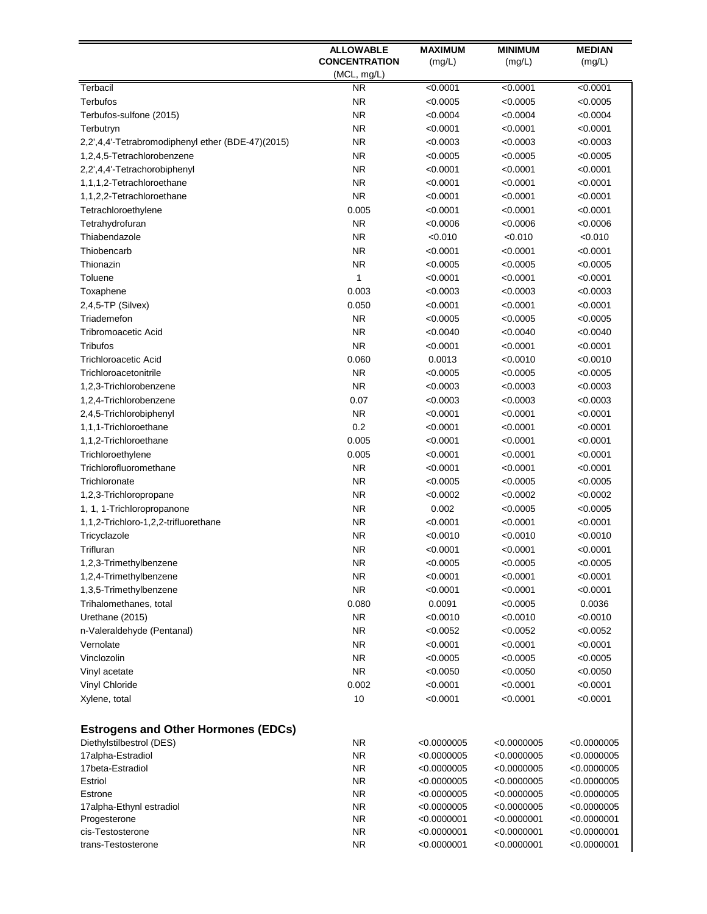| | ALLOWABLE CONCENTRATION (MCL, mg/L) | MAXIMUM (mg/L) | MINIMUM (mg/L) | MEDIAN (mg/L) |
|---|---|---|---|---|
| Terbacil | NR | <0.0001 | <0.0001 | <0.0001 |
| Terbufos | NR | <0.0005 | <0.0005 | <0.0005 |
| Terbufos-sulfone (2015) | NR | <0.0004 | <0.0004 | <0.0004 |
| Terbutryn | NR | <0.0001 | <0.0001 | <0.0001 |
| 2,2',4,4'-Tetrabromodiphenyl ether (BDE-47)(2015) | NR | <0.0003 | <0.0003 | <0.0003 |
| 1,2,4,5-Tetrachlorobenzene | NR | <0.0005 | <0.0005 | <0.0005 |
| 2,2',4,4'-Tetrachorobiphenyl | NR | <0.0001 | <0.0001 | <0.0001 |
| 1,1,1,2-Tetrachloroethane | NR | <0.0001 | <0.0001 | <0.0001 |
| 1,1,2,2-Tetrachloroethane | NR | <0.0001 | <0.0001 | <0.0001 |
| Tetrachloroethylene | 0.005 | <0.0001 | <0.0001 | <0.0001 |
| Tetrahydrofuran | NR | <0.0006 | <0.0006 | <0.0006 |
| Thiabendazole | NR | <0.010 | <0.010 | <0.010 |
| Thiobencarb | NR | <0.0001 | <0.0001 | <0.0001 |
| Thionazin | NR | <0.0005 | <0.0005 | <0.0005 |
| Toluene | 1 | <0.0001 | <0.0001 | <0.0001 |
| Toxaphene | 0.003 | <0.0003 | <0.0003 | <0.0003 |
| 2,4,5-TP (Silvex) | 0.050 | <0.0001 | <0.0001 | <0.0001 |
| Triademefon | NR | <0.0005 | <0.0005 | <0.0005 |
| Tribromoacetic Acid | NR | <0.0040 | <0.0040 | <0.0040 |
| Tribufos | NR | <0.0001 | <0.0001 | <0.0001 |
| Trichloroacetic Acid | 0.060 | 0.0013 | <0.0010 | <0.0010 |
| Trichloroacetonitrile | NR | <0.0005 | <0.0005 | <0.0005 |
| 1,2,3-Trichlorobenzene | NR | <0.0003 | <0.0003 | <0.0003 |
| 1,2,4-Trichlorobenzene | 0.07 | <0.0003 | <0.0003 | <0.0003 |
| 2,4,5-Trichlorobiphenyl | NR | <0.0001 | <0.0001 | <0.0001 |
| 1,1,1-Trichloroethane | 0.2 | <0.0001 | <0.0001 | <0.0001 |
| 1,1,2-Trichloroethane | 0.005 | <0.0001 | <0.0001 | <0.0001 |
| Trichloroethylene | 0.005 | <0.0001 | <0.0001 | <0.0001 |
| Trichlorofluoromethane | NR | <0.0001 | <0.0001 | <0.0001 |
| Trichloronate | NR | <0.0005 | <0.0005 | <0.0005 |
| 1,2,3-Trichloropropane | NR | <0.0002 | <0.0002 | <0.0002 |
| 1, 1, 1-Trichloropropanone | NR | 0.002 | <0.0005 | <0.0005 |
| 1,1,2-Trichloro-1,2,2-trifluorethane | NR | <0.0001 | <0.0001 | <0.0001 |
| Tricyclazole | NR | <0.0010 | <0.0010 | <0.0010 |
| Trifluran | NR | <0.0001 | <0.0001 | <0.0001 |
| 1,2,3-Trimethylbenzene | NR | <0.0005 | <0.0005 | <0.0005 |
| 1,2,4-Trimethylbenzene | NR | <0.0001 | <0.0001 | <0.0001 |
| 1,3,5-Trimethylbenzene | NR | <0.0001 | <0.0001 | <0.0001 |
| Trihalomethanes, total | 0.080 | 0.0091 | <0.0005 | 0.0036 |
| Urethane (2015) | NR | <0.0010 | <0.0010 | <0.0010 |
| n-Valeraldehyde (Pentanal) | NR | <0.0052 | <0.0052 | <0.0052 |
| Vernolate | NR | <0.0001 | <0.0001 | <0.0001 |
| Vinclozolin | NR | <0.0005 | <0.0005 | <0.0005 |
| Vinyl acetate | NR | <0.0050 | <0.0050 | <0.0050 |
| Vinyl Chloride | 0.002 | <0.0001 | <0.0001 | <0.0001 |
| Xylene, total | 10 | <0.0001 | <0.0001 | <0.0001 |
| **Estrogens and Other Hormones (EDCs)** | | | | |
| Diethylstilbestrol (DES) | NR | <0.0000005 | <0.0000005 | <0.0000005 |
| 17alpha-Estradiol | NR | <0.0000005 | <0.0000005 | <0.0000005 |
| 17beta-Estradiol | NR | <0.0000005 | <0.0000005 | <0.0000005 |
| Estriol | NR | <0.0000005 | <0.0000005 | <0.0000005 |
| Estrone | NR | <0.0000005 | <0.0000005 | <0.0000005 |
| 17alpha-Ethynl estradiol | NR | <0.0000005 | <0.0000005 | <0.0000005 |
| Progesterone | NR | <0.0000001 | <0.0000001 | <0.0000001 |
| cis-Testosterone | NR | <0.0000001 | <0.0000001 | <0.0000001 |
| trans-Testosterone | NR | <0.0000001 | <0.0000001 | <0.0000001 |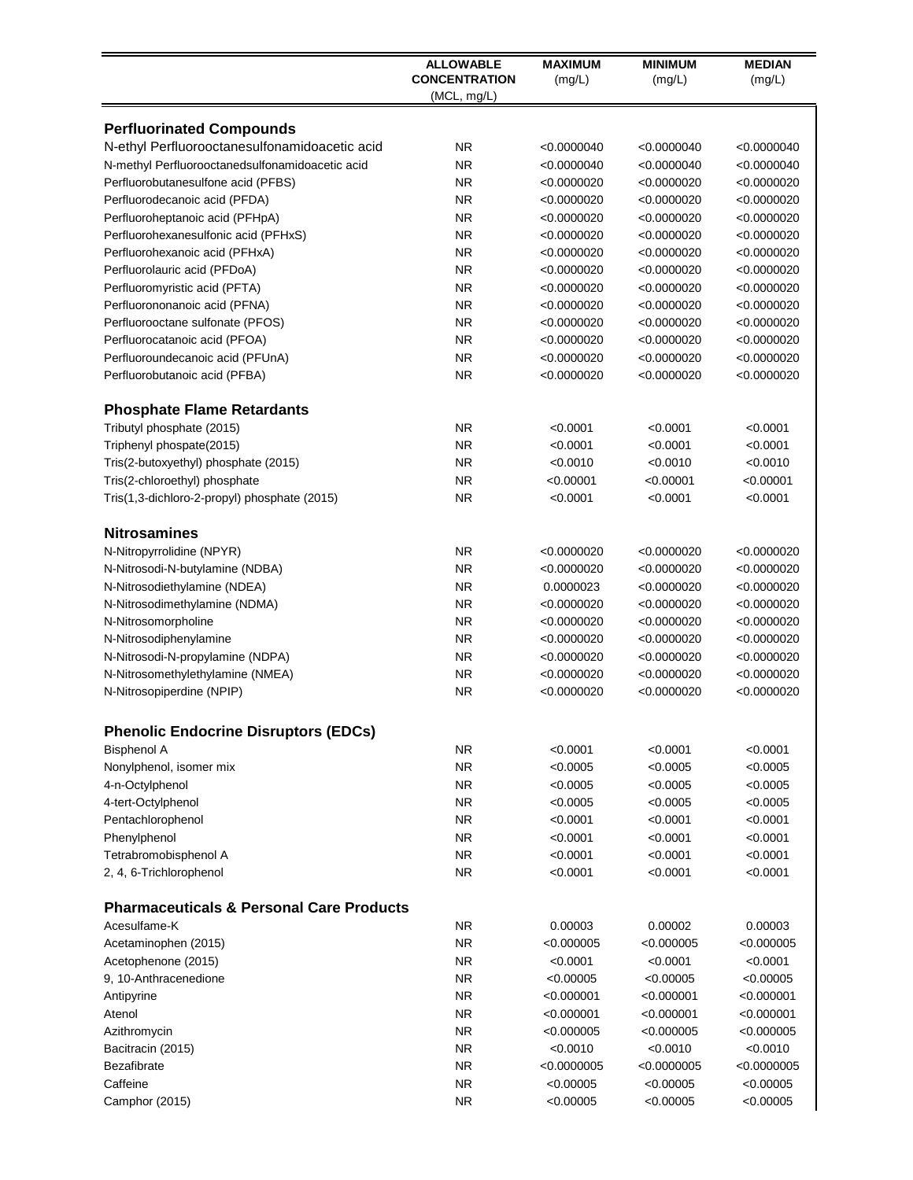| | ALLOWABLE CONCENTRATION (MCL, mg/L) | MAXIMUM (mg/L) | MINIMUM (mg/L) | MEDIAN (mg/L) |
|---|---|---|---|---|
| **Perfluorinated Compounds** | | | | |
| N-ethyl Perfluorooctanesulfonamidoacetic acid | NR | <0.0000040 | <0.0000040 | <0.0000040 |
| N-methyl Perfluorooctanedsulfonamidoacetic acid | NR | <0.0000040 | <0.0000040 | <0.0000040 |
| Perfluorobutanesulfone acid (PFBS) | NR | <0.0000020 | <0.0000020 | <0.0000020 |
| Perfluorodecanoic acid (PFDA) | NR | <0.0000020 | <0.0000020 | <0.0000020 |
| Perfluoroheptanoic acid (PFHpA) | NR | <0.0000020 | <0.0000020 | <0.0000020 |
| Perfluorohexanesulfonic acid (PFHxS) | NR | <0.0000020 | <0.0000020 | <0.0000020 |
| Perfluorohexanoic acid (PFHxA) | NR | <0.0000020 | <0.0000020 | <0.0000020 |
| Perfluorolauric acid (PFDoA) | NR | <0.0000020 | <0.0000020 | <0.0000020 |
| Perfluoromyristic acid (PFTA) | NR | <0.0000020 | <0.0000020 | <0.0000020 |
| Perfluorononanoic acid (PFNA) | NR | <0.0000020 | <0.0000020 | <0.0000020 |
| Perfluorooctane sulfonate (PFOS) | NR | <0.0000020 | <0.0000020 | <0.0000020 |
| Perfluorocatanoic acid (PFOA) | NR | <0.0000020 | <0.0000020 | <0.0000020 |
| Perfluoroundecanoic acid (PFUnA) | NR | <0.0000020 | <0.0000020 | <0.0000020 |
| Perfluorobutanoic acid (PFBA) | NR | <0.0000020 | <0.0000020 | <0.0000020 |
| **Phosphate Flame Retardants** | | | | |
| Tributyl phosphate (2015) | NR | <0.0001 | <0.0001 | <0.0001 |
| Triphenyl phospate(2015) | NR | <0.0001 | <0.0001 | <0.0001 |
| Tris(2-butoxyethyl) phosphate (2015) | NR | <0.0010 | <0.0010 | <0.0010 |
| Tris(2-chloroethyl) phosphate | NR | <0.00001 | <0.00001 | <0.00001 |
| Tris(1,3-dichloro-2-propyl) phosphate (2015) | NR | <0.0001 | <0.0001 | <0.0001 |
| **Nitrosamines** | | | | |
| N-Nitropyrrolidine (NPYR) | NR | <0.0000020 | <0.0000020 | <0.0000020 |
| N-Nitrosodi-N-butylamine (NDBA) | NR | <0.0000020 | <0.0000020 | <0.0000020 |
| N-Nitrosodiethylamine (NDEA) | NR | 0.0000023 | <0.0000020 | <0.0000020 |
| N-Nitrosodimethylamine (NDMA) | NR | <0.0000020 | <0.0000020 | <0.0000020 |
| N-Nitrosomorpholine | NR | <0.0000020 | <0.0000020 | <0.0000020 |
| N-Nitrosodiphenylamine | NR | <0.0000020 | <0.0000020 | <0.0000020 |
| N-Nitrosodi-N-propylamine (NDPA) | NR | <0.0000020 | <0.0000020 | <0.0000020 |
| N-Nitrosomethylethylamine (NMEA) | NR | <0.0000020 | <0.0000020 | <0.0000020 |
| N-Nitrosopiperdine (NPIP) | NR | <0.0000020 | <0.0000020 | <0.0000020 |
| **Phenolic Endocrine Disruptors (EDCs)** | | | | |
| Bisphenol A | NR | <0.0001 | <0.0001 | <0.0001 |
| Nonylphenol, isomer mix | NR | <0.0005 | <0.0005 | <0.0005 |
| 4-n-Octylphenol | NR | <0.0005 | <0.0005 | <0.0005 |
| 4-tert-Octylphenol | NR | <0.0005 | <0.0005 | <0.0005 |
| Pentachlorophenol | NR | <0.0001 | <0.0001 | <0.0001 |
| Phenylphenol | NR | <0.0001 | <0.0001 | <0.0001 |
| Tetrabromobisphenol A | NR | <0.0001 | <0.0001 | <0.0001 |
| 2, 4, 6-Trichlorophenol | NR | <0.0001 | <0.0001 | <0.0001 |
| **Pharmaceuticals & Personal Care Products** | | | | |
| Acesulfame-K | NR | 0.00003 | 0.00002 | 0.00003 |
| Acetaminophen (2015) | NR | <0.000005 | <0.000005 | <0.000005 |
| Acetophenone (2015) | NR | <0.0001 | <0.0001 | <0.0001 |
| 9, 10-Anthracenedione | NR | <0.00005 | <0.00005 | <0.00005 |
| Antipyrine | NR | <0.000001 | <0.000001 | <0.000001 |
| Atenol | NR | <0.000001 | <0.000001 | <0.000001 |
| Azithromycin | NR | <0.000005 | <0.000005 | <0.000005 |
| Bacitracin (2015) | NR | <0.0010 | <0.0010 | <0.0010 |
| Bezafibrate | NR | <0.0000005 | <0.0000005 | <0.0000005 |
| Caffeine | NR | <0.00005 | <0.00005 | <0.00005 |
| Camphor (2015) | NR | <0.00005 | <0.00005 | <0.00005 |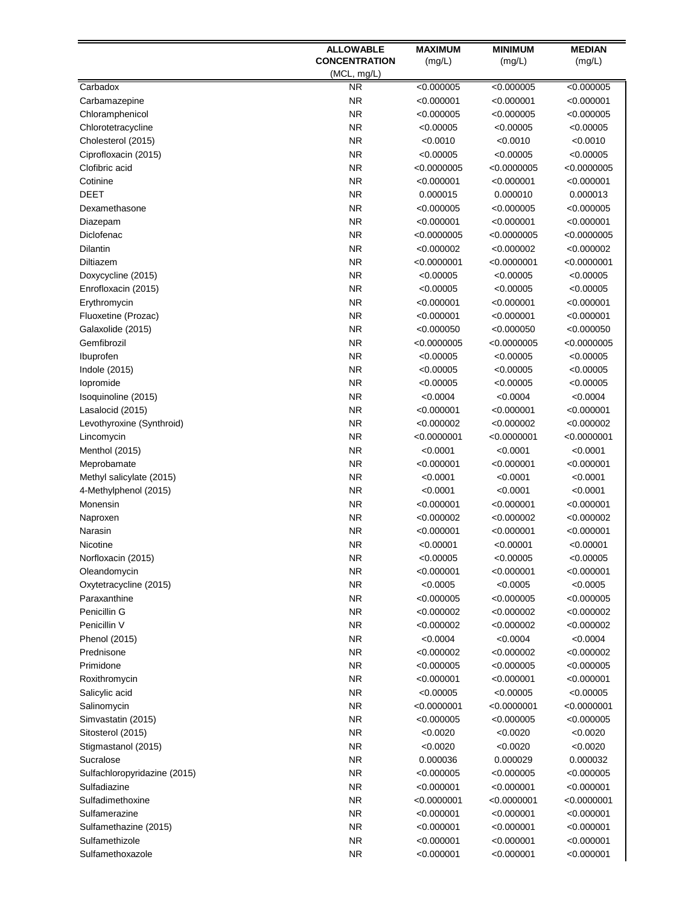| | ALLOWABLE CONCENTRATION (MCL, mg/L) | MAXIMUM (mg/L) | MINIMUM (mg/L) | MEDIAN (mg/L) |
|---|---|---|---|---|
| Carbadox | NR | <0.000005 | <0.000005 | <0.000005 |
| Carbamazepine | NR | <0.000001 | <0.000001 | <0.000001 |
| Chloramphenicol | NR | <0.000005 | <0.000005 | <0.000005 |
| Chlorotetracycline | NR | <0.00005 | <0.00005 | <0.00005 |
| Cholesterol (2015) | NR | <0.0010 | <0.0010 | <0.0010 |
| Ciprofloxacin (2015) | NR | <0.00005 | <0.00005 | <0.00005 |
| Clofibric acid | NR | <0.0000005 | <0.0000005 | <0.0000005 |
| Cotinine | NR | <0.000001 | <0.000001 | <0.000001 |
| DEET | NR | 0.000015 | 0.000010 | 0.000013 |
| Dexamethasone | NR | <0.000005 | <0.000005 | <0.000005 |
| Diazepam | NR | <0.000001 | <0.000001 | <0.000001 |
| Diclofenac | NR | <0.0000005 | <0.0000005 | <0.0000005 |
| Dilantin | NR | <0.000002 | <0.000002 | <0.000002 |
| Diltiazem | NR | <0.0000001 | <0.0000001 | <0.0000001 |
| Doxycycline (2015) | NR | <0.00005 | <0.00005 | <0.00005 |
| Enrofloxacin (2015) | NR | <0.00005 | <0.00005 | <0.00005 |
| Erythromycin | NR | <0.000001 | <0.000001 | <0.000001 |
| Fluoxetine (Prozac) | NR | <0.000001 | <0.000001 | <0.000001 |
| Galaxolide (2015) | NR | <0.000050 | <0.000050 | <0.000050 |
| Gemfibrozil | NR | <0.0000005 | <0.0000005 | <0.0000005 |
| Ibuprofen | NR | <0.00005 | <0.00005 | <0.00005 |
| Indole (2015) | NR | <0.00005 | <0.00005 | <0.00005 |
| Iopromide | NR | <0.00005 | <0.00005 | <0.00005 |
| Isoquinoline (2015) | NR | <0.0004 | <0.0004 | <0.0004 |
| Lasalocid (2015) | NR | <0.000001 | <0.000001 | <0.000001 |
| Levothyroxine (Synthroid) | NR | <0.000002 | <0.000002 | <0.000002 |
| Lincomycin | NR | <0.0000001 | <0.0000001 | <0.0000001 |
| Menthol (2015) | NR | <0.0001 | <0.0001 | <0.0001 |
| Meprobamate | NR | <0.000001 | <0.000001 | <0.000001 |
| Methyl salicylate (2015) | NR | <0.0001 | <0.0001 | <0.0001 |
| 4-Methylphenol (2015) | NR | <0.0001 | <0.0001 | <0.0001 |
| Monensin | NR | <0.000001 | <0.000001 | <0.000001 |
| Naproxen | NR | <0.000002 | <0.000002 | <0.000002 |
| Narasin | NR | <0.000001 | <0.000001 | <0.000001 |
| Nicotine | NR | <0.00001 | <0.00001 | <0.00001 |
| Norfloxacin (2015) | NR | <0.00005 | <0.00005 | <0.00005 |
| Oleandomycin | NR | <0.000001 | <0.000001 | <0.000001 |
| Oxytetracycline (2015) | NR | <0.0005 | <0.0005 | <0.0005 |
| Paraxanthine | NR | <0.000005 | <0.000005 | <0.000005 |
| Penicillin G | NR | <0.000002 | <0.000002 | <0.000002 |
| Penicillin V | NR | <0.000002 | <0.000002 | <0.000002 |
| Phenol (2015) | NR | <0.0004 | <0.0004 | <0.0004 |
| Prednisone | NR | <0.000002 | <0.000002 | <0.000002 |
| Primidone | NR | <0.000005 | <0.000005 | <0.000005 |
| Roxithromycin | NR | <0.000001 | <0.000001 | <0.000001 |
| Salicylic acid | NR | <0.00005 | <0.00005 | <0.00005 |
| Salinomycin | NR | <0.0000001 | <0.0000001 | <0.0000001 |
| Simvastatin (2015) | NR | <0.000005 | <0.000005 | <0.000005 |
| Sitosterol (2015) | NR | <0.0020 | <0.0020 | <0.0020 |
| Stigmastanol (2015) | NR | <0.0020 | <0.0020 | <0.0020 |
| Sucralose | NR | 0.000036 | 0.000029 | 0.000032 |
| Sulfachloropyridazine (2015) | NR | <0.000005 | <0.000005 | <0.000005 |
| Sulfadiazine | NR | <0.000001 | <0.000001 | <0.000001 |
| Sulfadimethoxine | NR | <0.0000001 | <0.0000001 | <0.0000001 |
| Sulfamerazine | NR | <0.000001 | <0.000001 | <0.000001 |
| Sulfamethazine (2015) | NR | <0.000001 | <0.000001 | <0.000001 |
| Sulfamethizole | NR | <0.000001 | <0.000001 | <0.000001 |
| Sulfamethoxazole | NR | <0.000001 | <0.000001 | <0.000001 |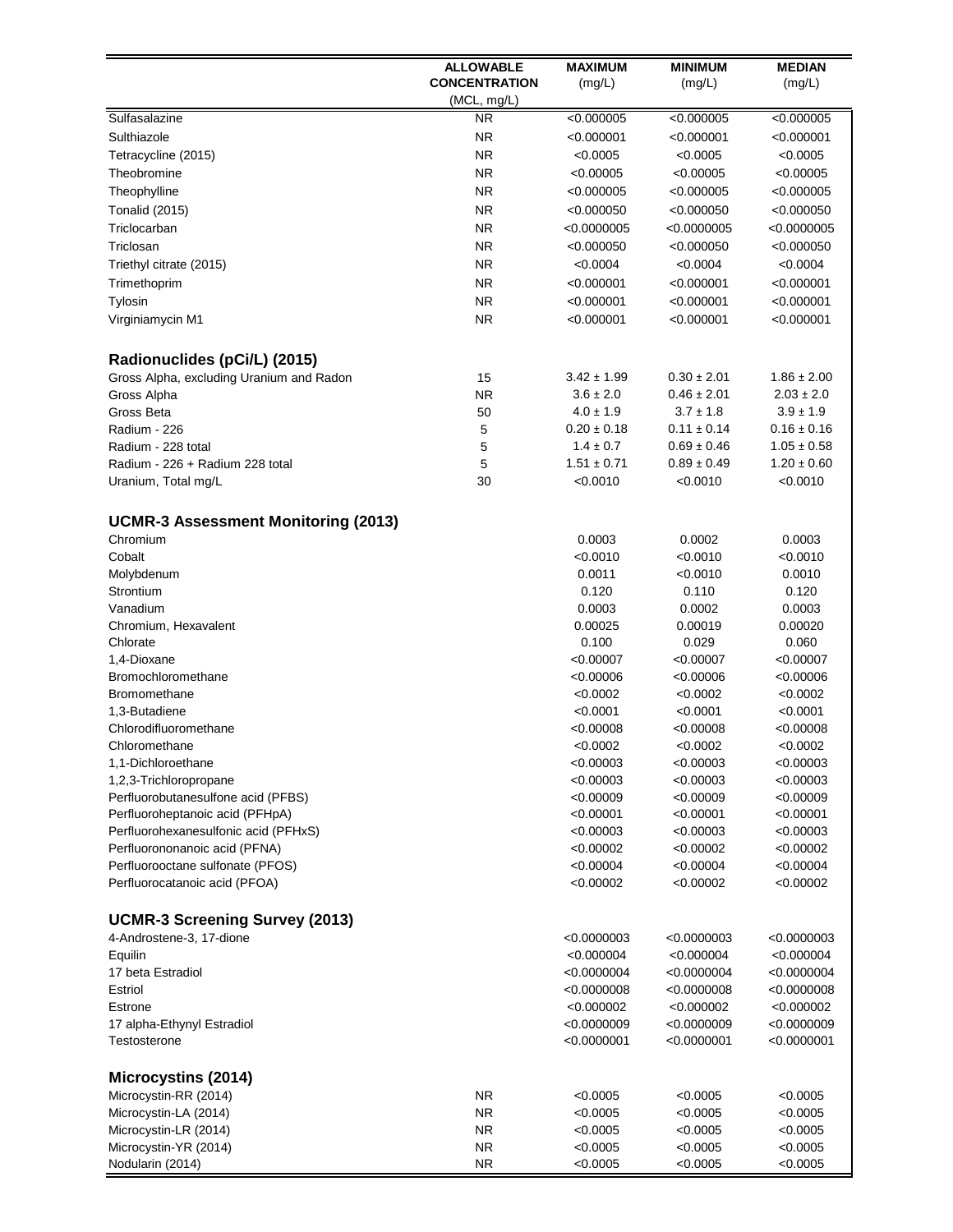| | ALLOWABLE CONCENTRATION (MCL, mg/L) | MAXIMUM (mg/L) | MINIMUM (mg/L) | MEDIAN (mg/L) |
|---|---|---|---|---|
| Sulfasalazine | NR | <0.000005 | <0.000005 | <0.000005 |
| Sulthiazole | NR | <0.000001 | <0.000001 | <0.000001 |
| Tetracycline (2015) | NR | <0.0005 | <0.0005 | <0.0005 |
| Theobromine | NR | <0.00005 | <0.00005 | <0.00005 |
| Theophylline | NR | <0.000005 | <0.000005 | <0.000005 |
| Tonalid (2015) | NR | <0.000050 | <0.000050 | <0.000050 |
| Triclocarban | NR | <0.0000005 | <0.0000005 | <0.0000005 |
| Triclosan | NR | <0.000050 | <0.000050 | <0.000050 |
| Triethyl citrate (2015) | NR | <0.0004 | <0.0004 | <0.0004 |
| Trimethoprim | NR | <0.000001 | <0.000001 | <0.000001 |
| Tylosin | NR | <0.000001 | <0.000001 | <0.000001 |
| Virginiamycin M1 | NR | <0.000001 | <0.000001 | <0.000001 |
| **Radionuclides (pCi/L) (2015)** | | | | |
| Gross Alpha, excluding Uranium and Radon | 15 | 3.42 ± 1.99 | 0.30 ± 2.01 | 1.86 ± 2.00 |
| Gross Alpha | NR | 3.6 ± 2.0 | 0.46 ± 2.01 | 2.03 ± 2.0 |
| Gross Beta | 50 | 4.0 ± 1.9 | 3.7 ± 1.8 | 3.9 ± 1.9 |
| Radium - 226 | 5 | 0.20 ± 0.18 | 0.11 ± 0.14 | 0.16 ± 0.16 |
| Radium - 228 total | 5 | 1.4 ± 0.7 | 0.69 ± 0.46 | 1.05 ± 0.58 |
| Radium - 226 + Radium 228 total | 5 | 1.51 ± 0.71 | 0.89 ± 0.49 | 1.20 ± 0.60 |
| Uranium, Total mg/L | 30 | <0.0010 | <0.0010 | <0.0010 |
| **UCMR-3 Assessment Monitoring (2013)** | | | | |
| Chromium | | 0.0003 | 0.0002 | 0.0003 |
| Cobalt | | <0.0010 | <0.0010 | <0.0010 |
| Molybdenum | | 0.0011 | <0.0010 | 0.0010 |
| Strontium | | 0.120 | 0.110 | 0.120 |
| Vanadium | | 0.0003 | 0.0002 | 0.0003 |
| Chromium, Hexavalent | | 0.00025 | 0.00019 | 0.00020 |
| Chlorate | | 0.100 | 0.029 | 0.060 |
| 1,4-Dioxane | | <0.00007 | <0.00007 | <0.00007 |
| Bromochloromethane | | <0.00006 | <0.00006 | <0.00006 |
| Bromomethane | | <0.0002 | <0.0002 | <0.0002 |
| 1,3-Butadiene | | <0.0001 | <0.0001 | <0.0001 |
| Chlorodifluoromethane | | <0.00008 | <0.00008 | <0.00008 |
| Chloromethane | | <0.0002 | <0.0002 | <0.0002 |
| 1,1-Dichloroethane | | <0.00003 | <0.00003 | <0.00003 |
| 1,2,3-Trichloropropane | | <0.00003 | <0.00003 | <0.00003 |
| Perfluorobutanesulfone acid (PFBS) | | <0.00009 | <0.00009 | <0.00009 |
| Perfluoroheptanoic acid (PFHpA) | | <0.00001 | <0.00001 | <0.00001 |
| Perfluorohexanesulfonic acid (PFHxS) | | <0.00003 | <0.00003 | <0.00003 |
| Perfluorononanoic acid (PFNA) | | <0.00002 | <0.00002 | <0.00002 |
| Perfluorooctane sulfonate (PFOS) | | <0.00004 | <0.00004 | <0.00004 |
| Perfluorocatanoic acid (PFOA) | | <0.00002 | <0.00002 | <0.00002 |
| **UCMR-3 Screening Survey (2013)** | | | | |
| 4-Androstene-3, 17-dione | | <0.0000003 | <0.0000003 | <0.0000003 |
| Equilin | | <0.000004 | <0.000004 | <0.000004 |
| 17 beta Estradiol | | <0.0000004 | <0.0000004 | <0.0000004 |
| Estriol | | <0.0000008 | <0.0000008 | <0.0000008 |
| Estrone | | <0.000002 | <0.000002 | <0.000002 |
| 17 alpha-Ethynyl Estradiol | | <0.0000009 | <0.0000009 | <0.0000009 |
| Testosterone | | <0.0000001 | <0.0000001 | <0.0000001 |
| **Microcystins (2014)** | | | | |
| Microcystin-RR (2014) | NR | <0.0005 | <0.0005 | <0.0005 |
| Microcystin-LA (2014) | NR | <0.0005 | <0.0005 | <0.0005 |
| Microcystin-LR (2014) | NR | <0.0005 | <0.0005 | <0.0005 |
| Microcystin-YR (2014) | NR | <0.0005 | <0.0005 | <0.0005 |
| Nodularin (2014) | NR | <0.0005 | <0.0005 | <0.0005 |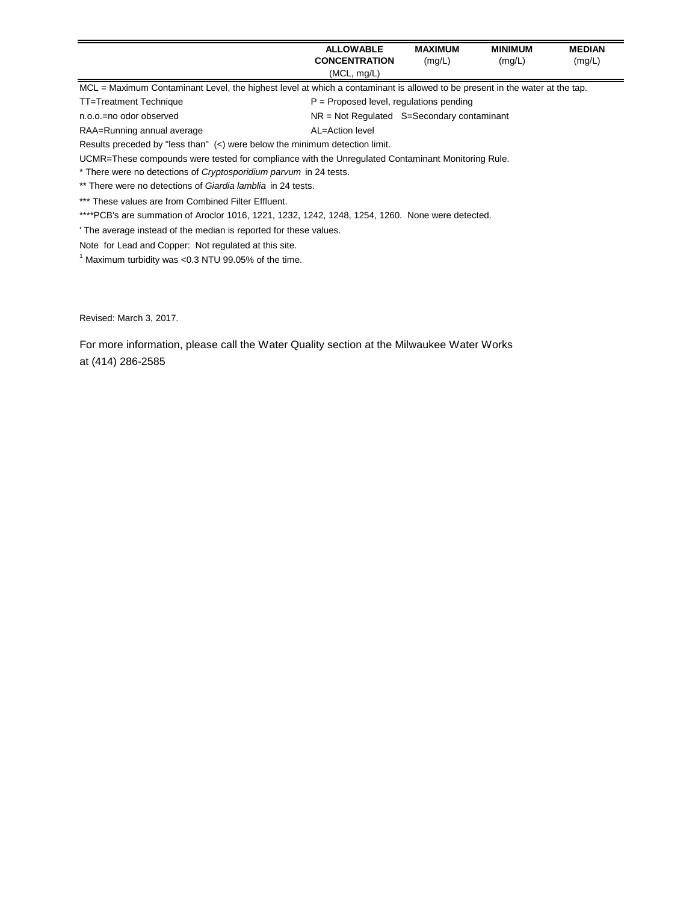| | ALLOWABLE CONCENTRATION (MCL, mg/L) | MAXIMUM (mg/L) | MINIMUM (mg/L) | MEDIAN (mg/L) |
|---|---|---|---|---|

MCL = Maximum Contaminant Level, the highest level at which a contaminant is allowed to be present in the water at the tap.

TT=Treatment Technique

P = Proposed level, regulations pending

n.o.o.=no odor observed

NR = Not Regulated S=Secondary contaminant

RAA=Running annual average

AL=Action level

Results preceded by "less than" (<) were below the minimum detection limit.

UCMR=These compounds were tested for compliance with the Unregulated Contaminant Monitoring Rule.

* There were no detections of *Cryptosporidium parvum* in 24 tests.

** There were no detections of *Giardia lamblia* in 24 tests.

*** These values are from Combined Filter Effluent.

****PCB's are summation of Aroclor 1016, 1221, 1232, 1242, 1248, 1254, 1260. None were detected.

' The average instead of the median is reported for these values.

Note for Lead and Copper: Not regulated at this site.

[1] Maximum turbidity was <0.3 NTU 99.05% of the time.

Revised: March 3, 2017.

For more information, please call the Water Quality section at the Milwaukee Water Works at (414) 286-2585